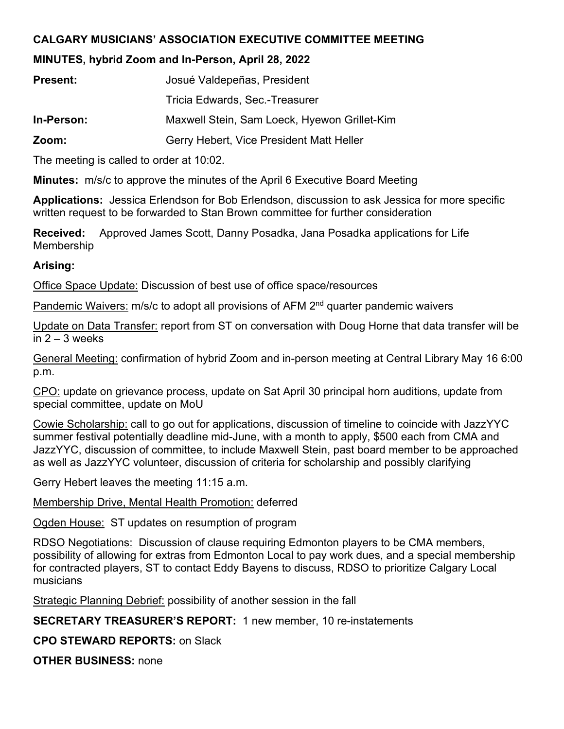**CALGARY MUSICIANS' ASSOCIATION EXECUTIVE COMMITTEE MEETING**

**MINUTES, hybrid Zoom and In-Person, April 28, 2022**

| | |
|---|---|
| **Present:** | Josué Valdepeñas, President |
| | Tricia Edwards, Sec.-Treasurer |
| **In-Person:** | Maxwell Stein, Sam Loeck, Hyewon Grillet-Kim |
| **Zoom:** | Gerry Hebert, Vice President Matt Heller |

The meeting is called to order at 10:02.

**Minutes:** m/s/c to approve the minutes of the April 6 Executive Board Meeting

**Applications:** Jessica Erlendson for Bob Erlendson, discussion to ask Jessica for more specific written request to be forwarded to Stan Brown committee for further consideration

**Received:** Approved James Scott, Danny Posadka, Jana Posadka applications for Life Membership

**Arising:**

Office Space Update: Discussion of best use of office space/resources

Pandemic Waivers: m/s/c to adopt all provisions of AFM 2nd quarter pandemic waivers

Update on Data Transfer: report from ST on conversation with Doug Horne that data transfer will be in 2 – 3 weeks

General Meeting: confirmation of hybrid Zoom and in-person meeting at Central Library May 16 6:00 p.m.

CPO: update on grievance process, update on Sat April 30 principal horn auditions, update from special committee, update on MoU

Cowie Scholarship: call to go out for applications, discussion of timeline to coincide with JazzYYC summer festival potentially deadline mid-June, with a month to apply, $500 each from CMA and JazzYYC, discussion of committee, to include Maxwell Stein, past board member to be approached as well as JazzYYC volunteer, discussion of criteria for scholarship and possibly clarifying

Gerry Hebert leaves the meeting 11:15 a.m.

Membership Drive, Mental Health Promotion: deferred

Ogden House: ST updates on resumption of program

RDSO Negotiations: Discussion of clause requiring Edmonton players to be CMA members, possibility of allowing for extras from Edmonton Local to pay work dues, and a special membership for contracted players, ST to contact Eddy Bayens to discuss, RDSO to prioritize Calgary Local musicians

Strategic Planning Debrief: possibility of another session in the fall

**SECRETARY TREASURER'S REPORT:** 1 new member, 10 re-instatements

**CPO STEWARD REPORTS:** on Slack

**OTHER BUSINESS:** none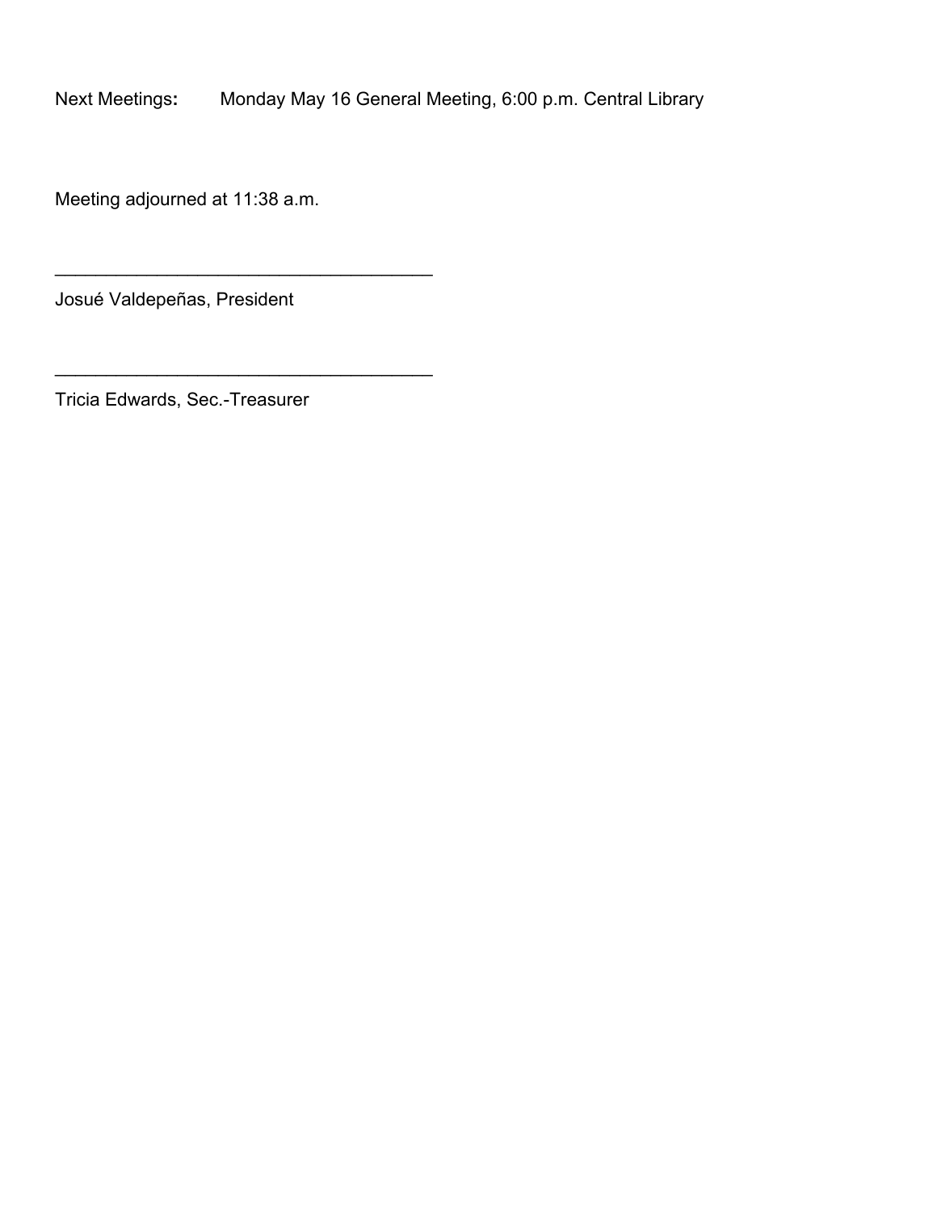Next Meetings**:** Monday May 16 General Meeting, 6:00 p.m. Central Library

Meeting adjourned at 11:38 a.m.

\_\_\_\_\_\_\_\_\_\_\_\_\_\_\_\_\_\_\_\_\_\_\_\_\_\_\_\_\_\_\_\_\_\_\_\_\_\_

Josué Valdepeñas, President

\_\_\_\_\_\_\_\_\_\_\_\_\_\_\_\_\_\_\_\_\_\_\_\_\_\_\_\_\_\_\_\_\_\_\_\_\_\_

Tricia Edwards, Sec.-Treasurer